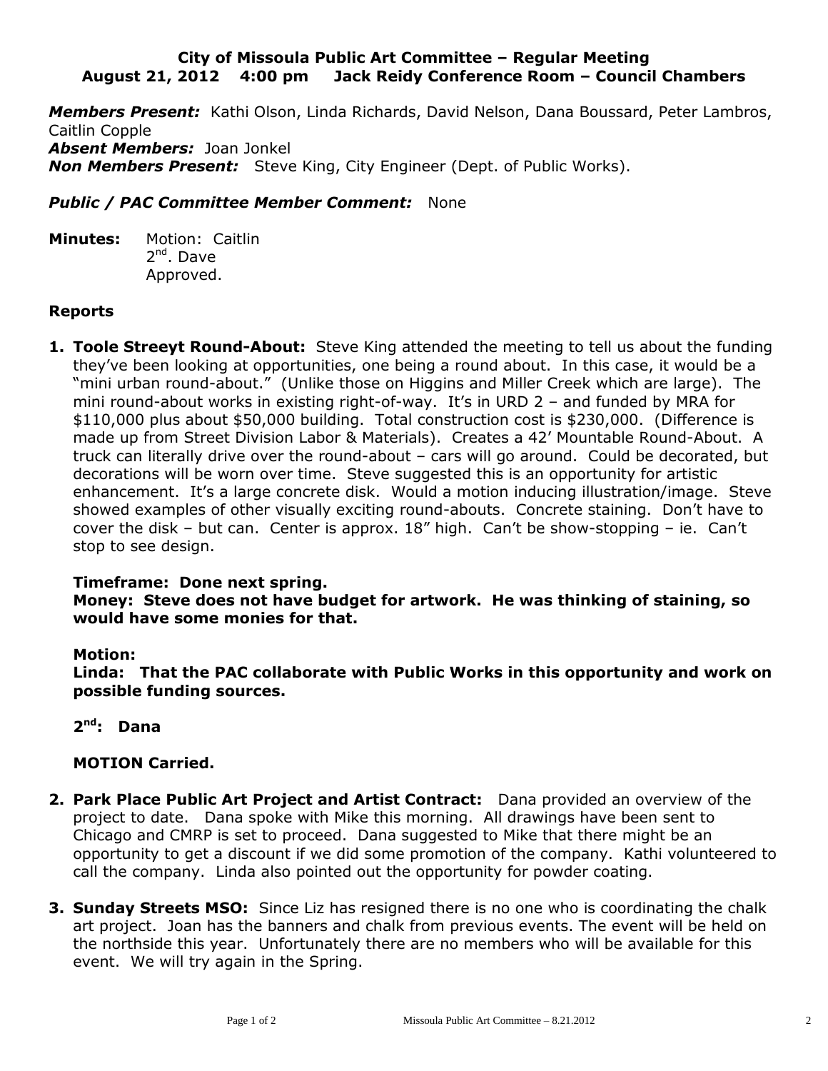**City of Missoula Public Art Committee – Regular Meeting**
**August 21, 2012 4:00 pm Jack Reidy Conference Room – Council Chambers**

***Members Present:*** Kathi Olson, Linda Richards, David Nelson, Dana Boussard, Peter Lambros, Caitlin Copple
***Absent Members:*** Joan Jonkel
***Non Members Present:*** Steve King, City Engineer (Dept. of Public Works).

***Public / PAC Committee Member Comment:*** None

**Minutes:** Motion: Caitlin
2nd. Dave
Approved.

## Reports

1. **Toole Streeyt Round-About:** Steve King attended the meeting to tell us about the funding they've been looking at opportunities, one being a round about. In this case, it would be a "mini urban round-about." (Unlike those on Higgins and Miller Creek which are large). The mini round-about works in existing right-of-way. It's in URD 2 – and funded by MRA for $110,000 plus about $50,000 building. Total construction cost is $230,000. (Difference is made up from Street Division Labor & Materials). Creates a 42' Mountable Round-About. A truck can literally drive over the round-about – cars will go around. Could be decorated, but decorations will be worn over time. Steve suggested this is an opportunity for artistic enhancement. It's a large concrete disk. Would a motion inducing illustration/image. Steve showed examples of other visually exciting round-abouts. Concrete staining. Don't have to cover the disk – but can. Center is approx. 18" high. Can't be show-stopping – ie. Can't stop to see design.

   **Timeframe: Done next spring.**
   **Money: Steve does not have budget for artwork. He was thinking of staining, so would have some monies for that.**

   **Motion:**
   **Linda: That the PAC collaborate with Public Works in this opportunity and work on possible funding sources.**

   **2nd: Dana**

   **MOTION Carried.**

2. **Park Place Public Art Project and Artist Contract:** Dana provided an overview of the project to date. Dana spoke with Mike this morning. All drawings have been sent to Chicago and CMRP is set to proceed. Dana suggested to Mike that there might be an opportunity to get a discount if we did some promotion of the company. Kathi volunteered to call the company. Linda also pointed out the opportunity for powder coating.

3. **Sunday Streets MSO:** Since Liz has resigned there is no one who is coordinating the chalk art project. Joan has the banners and chalk from previous events. The event will be held on the northside this year. Unfortunately there are no members who will be available for this event. We will try again in the Spring.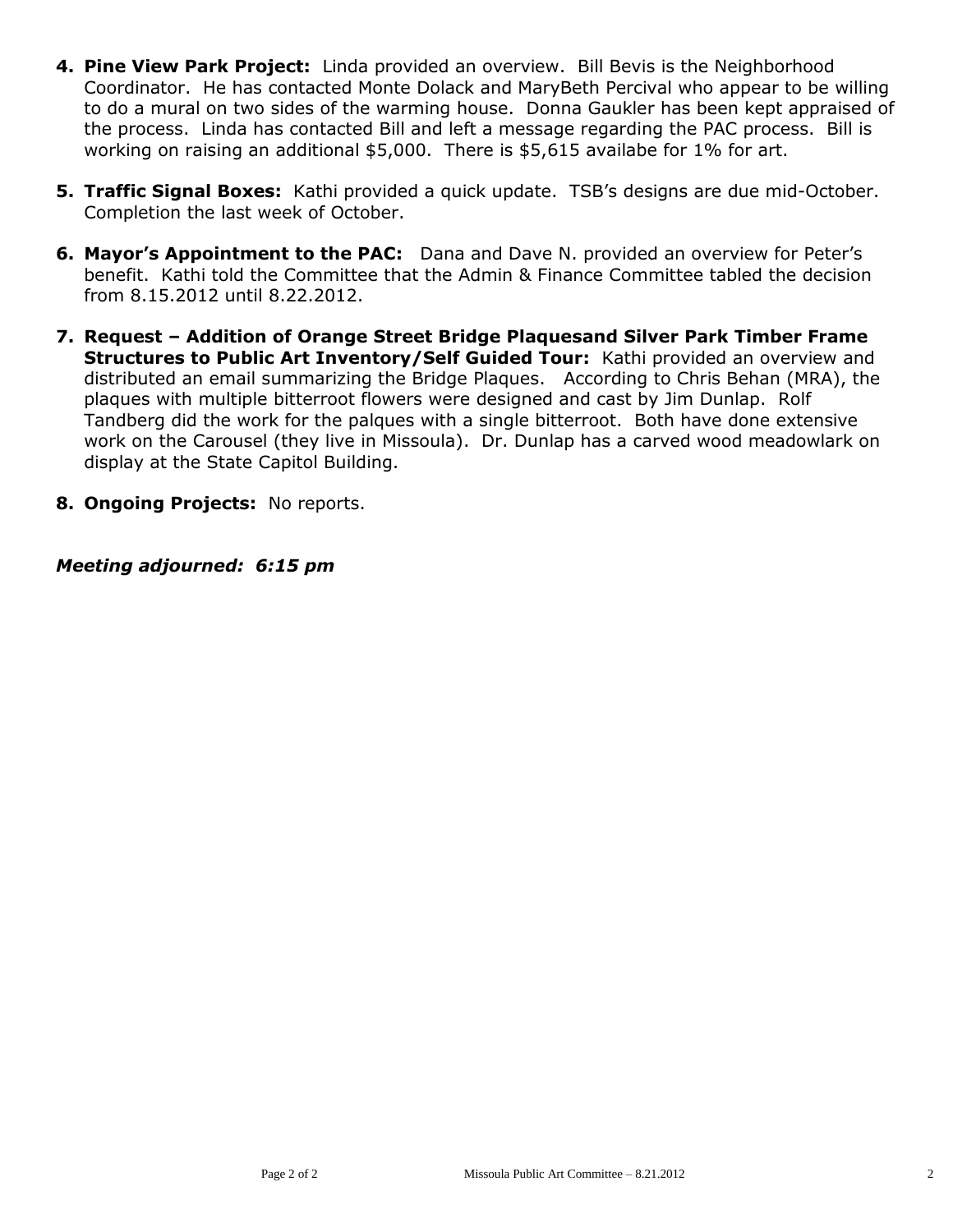4. **Pine View Park Project:** Linda provided an overview. Bill Bevis is the Neighborhood Coordinator. He has contacted Monte Dolack and MaryBeth Percival who appear to be willing to do a mural on two sides of the warming house. Donna Gaukler has been kept appraised of the process. Linda has contacted Bill and left a message regarding the PAC process. Bill is working on raising an additional $5,000. There is $5,615 availabe for 1% for art.

5. **Traffic Signal Boxes:** Kathi provided a quick update. TSB's designs are due mid-October. Completion the last week of October.

6. **Mayor's Appointment to the PAC:** Dana and Dave N. provided an overview for Peter's benefit. Kathi told the Committee that the Admin & Finance Committee tabled the decision from 8.15.2012 until 8.22.2012.

7. **Request – Addition of Orange Street Bridge Plaquesand Silver Park Timber Frame Structures to Public Art Inventory/Self Guided Tour:** Kathi provided an overview and distributed an email summarizing the Bridge Plaques. According to Chris Behan (MRA), the plaques with multiple bitterroot flowers were designed and cast by Jim Dunlap. Rolf Tandberg did the work for the palques with a single bitterroot. Both have done extensive work on the Carousel (they live in Missoula). Dr. Dunlap has a carved wood meadowlark on display at the State Capitol Building.

8. **Ongoing Projects:** No reports.

***Meeting adjourned: 6:15 pm***